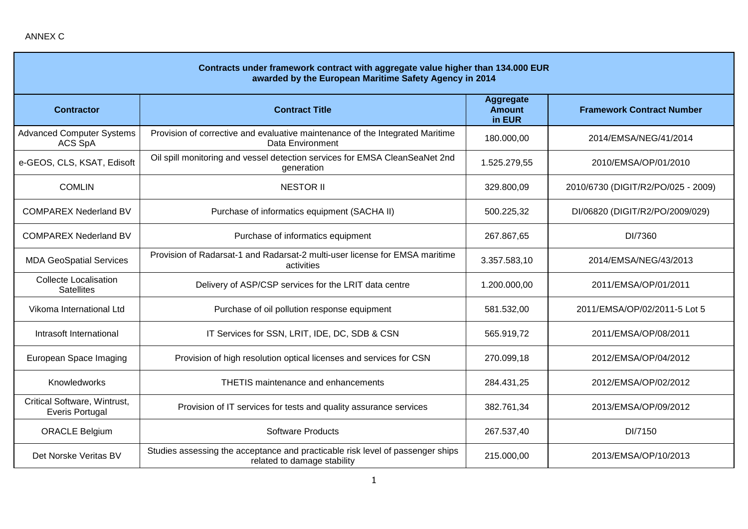ANNEX C

| Contracts under framework contract with aggregate value higher than 134.000 EUR awarded by the European Maritime Safety Agency in 2014 | | | |
|---|---|---|---|
| **Contractor** | **Contract Title** | **Aggregate Amount in EUR** | **Framework Contract Number** |
| Advanced Computer Systems ACS SpA | Provision of corrective and evaluative maintenance of the Integrated Maritime Data Environment | 180.000,00 | 2014/EMSA/NEG/41/2014 |
| e-GEOS, CLS, KSAT, Edisoft | Oil spill monitoring and vessel detection services for EMSA CleanSeaNet 2nd generation | 1.525.279,55 | 2010/EMSA/OP/01/2010 |
| COMLIN | NESTOR II | 329.800,09 | 2010/6730 (DIGIT/R2/PO/025 - 2009) |
| COMPAREX Nederland BV | Purchase of informatics equipment (SACHA II) | 500.225,32 | DI/06820 (DIGIT/R2/PO/2009/029) |
| COMPAREX Nederland BV | Purchase of informatics equipment | 267.867,65 | DI/7360 |
| MDA GeoSpatial Services | Provision of Radarsat-1 and Radarsat-2 multi-user license for EMSA maritime activities | 3.357.583,10 | 2014/EMSA/NEG/43/2013 |
| Collecte Localisation Satellites | Delivery of ASP/CSP services for the LRIT data centre | 1.200.000,00 | 2011/EMSA/OP/01/2011 |
| Vikoma International Ltd | Purchase of oil pollution response equipment | 581.532,00 | 2011/EMSA/OP/02/2011-5 Lot 5 |
| Intrasoft International | IT Services for SSN, LRIT, IDE, DC, SDB & CSN | 565.919,72 | 2011/EMSA/OP/08/2011 |
| European Space Imaging | Provision of high resolution optical licenses and services for CSN | 270.099,18 | 2012/EMSA/OP/04/2012 |
| Knowledworks | THETIS maintenance and enhancements | 284.431,25 | 2012/EMSA/OP/02/2012 |
| Critical Software, Wintrust, Everis Portugal | Provision of IT services for tests and quality assurance services | 382.761,34 | 2013/EMSA/OP/09/2012 |
| ORACLE Belgium | Software Products | 267.537,40 | DI/7150 |
| Det Norske Veritas BV | Studies assessing the acceptance and practicable risk level of passenger ships related to damage stability | 215.000,00 | 2013/EMSA/OP/10/2013 |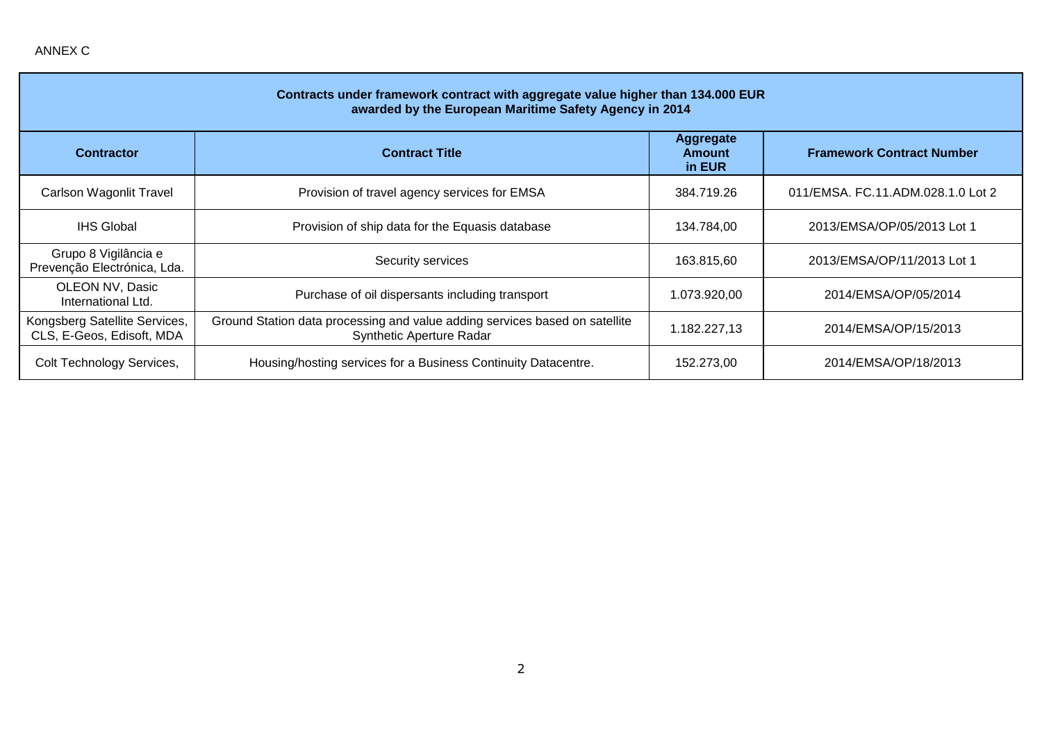ANNEX C

| Contracts under framework contract with aggregate value higher than 134.000 EUR awarded by the European Maritime Safety Agency in 2014 | | | |
|---|---|---|---|
| **Contractor** | **Contract Title** | **Aggregate Amount in EUR** | **Framework Contract Number** |
| Carlson Wagonlit Travel | Provision of travel agency services for EMSA | 384.719.26 | 011/EMSA. FC.11.ADM.028.1.0 Lot 2 |
| IHS Global | Provision of ship data for the Equasis database | 134.784,00 | 2013/EMSA/OP/05/2013 Lot 1 |
| Grupo 8 Vigilância e Prevenção Electrónica, Lda. | Security services | 163.815,60 | 2013/EMSA/OP/11/2013 Lot 1 |
| OLEON NV, Dasic International Ltd. | Purchase of oil dispersants including transport | 1.073.920,00 | 2014/EMSA/OP/05/2014 |
| Kongsberg Satellite Services, CLS, E-Geos, Edisoft, MDA | Ground Station data processing and value adding services based on satellite Synthetic Aperture Radar | 1.182.227,13 | 2014/EMSA/OP/15/2013 |
| Colt Technology Services, | Housing/hosting services for a Business Continuity Datacentre. | 152.273,00 | 2014/EMSA/OP/18/2013 |